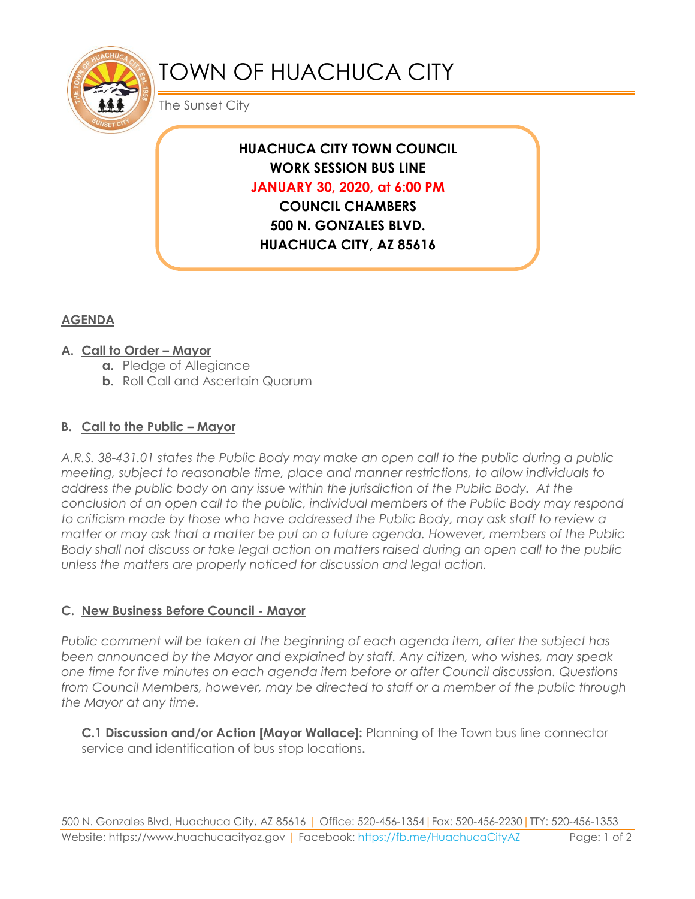# TOWN OF HUACHUCA CITY

The Sunset City

**HUACHUCA CITY TOWN COUNCIL**
**WORK SESSION BUS LINE**
**JANUARY 30, 2020, at 6:00 PM**
**COUNCIL CHAMBERS**
**500 N. GONZALES BLVD.**
**HUACHUCA CITY, AZ 85616**

## AGENDA

### A. Call to Order – Mayor

- **a.** Pledge of Allegiance
- **b.** Roll Call and Ascertain Quorum

### B. Call to the Public – Mayor

*A.R.S. 38-431.01 states the Public Body may make an open call to the public during a public meeting, subject to reasonable time, place and manner restrictions, to allow individuals to address the public body on any issue within the jurisdiction of the Public Body. At the conclusion of an open call to the public, individual members of the Public Body may respond to criticism made by those who have addressed the Public Body, may ask staff to review a matter or may ask that a matter be put on a future agenda. However, members of the Public Body shall not discuss or take legal action on matters raised during an open call to the public unless the matters are properly noticed for discussion and legal action.*

### C. New Business Before Council - Mayor

*Public comment will be taken at the beginning of each agenda item, after the subject has been announced by the Mayor and explained by staff. Any citizen, who wishes, may speak one time for five minutes on each agenda item before or after Council discussion. Questions from Council Members, however, may be directed to staff or a member of the public through the Mayor at any time.*

**C.1 Discussion and/or Action [Mayor Wallace]:** Planning of the Town bus line connector service and identification of bus stop locations**.**

500 N. Gonzales Blvd, Huachuca City, AZ 85616 | Office: 520-456-1354 | Fax: 520-456-2230 | TTY: 520-456-1353
Website: https://www.huachucacityaz.gov | Facebook: https://fb.me/HuachucaCityAZ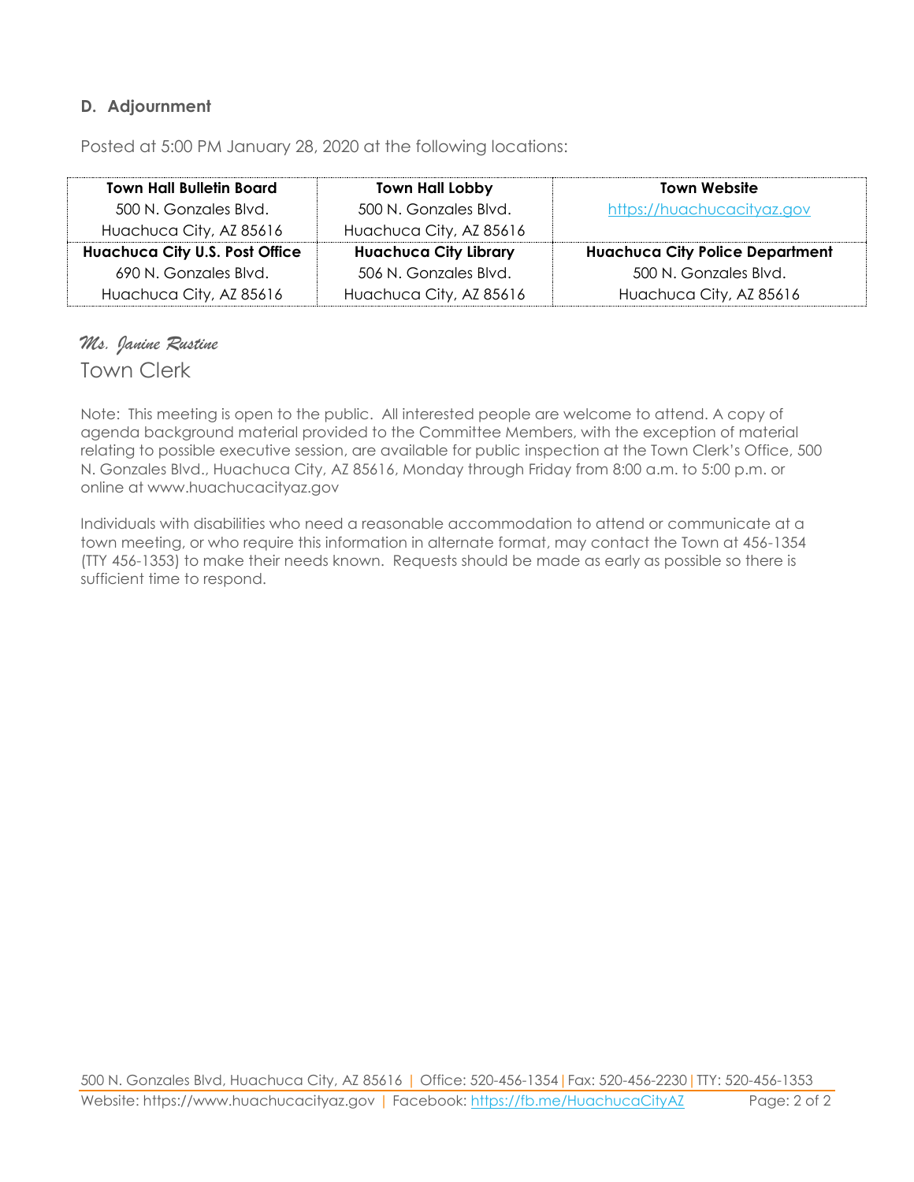### D. Adjournment

Posted at 5:00 PM January 28, 2020 at the following locations:

| | | |
|---|---|---|
| **Town Hall Bulletin Board**<br>500 N. Gonzales Blvd.<br>Huachuca City, AZ 85616 | **Town Hall Lobby**<br>500 N. Gonzales Blvd.<br>Huachuca City, AZ 85616 | **Town Website**<br>https://huachucacityaz.gov |
| **Huachuca City U.S. Post Office**<br>690 N. Gonzales Blvd.<br>Huachuca City, AZ 85616 | **Huachuca City Library**<br>506 N. Gonzales Blvd.<br>Huachuca City, AZ 85616 | **Huachuca City Police Department**<br>500 N. Gonzales Blvd.<br>Huachuca City, AZ 85616 |

*Ms. Janine Rustine*

Town Clerk

Note: This meeting is open to the public. All interested people are welcome to attend. A copy of agenda background material provided to the Committee Members, with the exception of material relating to possible executive session, are available for public inspection at the Town Clerk's Office, 500 N. Gonzales Blvd., Huachuca City, AZ 85616, Monday through Friday from 8:00 a.m. to 5:00 p.m. or online at www.huachucacityaz.gov

Individuals with disabilities who need a reasonable accommodation to attend or communicate at a town meeting, or who require this information in alternate format, may contact the Town at 456-1354 (TTY 456-1353) to make their needs known. Requests should be made as early as possible so there is sufficient time to respond.